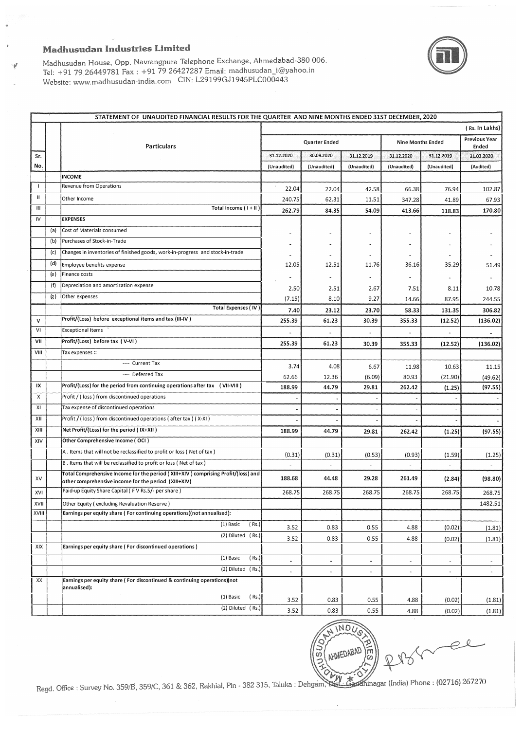# Madhusudan Industries Limited

Madhusudan House, Opp. Navrangpura Telephone Exchange, Ahmedabad-380 006.
Tel: +91 79 26449781 Fax : +91 79 26427287 Email: madhusudan_i@yahoo.in
Website: www.madhusudan-india.com CIN: L29199GJ1945PLC000443

## STATEMENT OF UNAUDITED FINANCIAL RESULTS FOR THE QUARTER AND NINE MONTHS ENDED 31ST DECEMBER, 2020

(Rs. In Lakhs)

| Sr. No. | | Particulars | Quarter Ended | | | Nine Months Ended | | Previous Year Ended |
|---|---|---|---|---|---|---|---|---|
| | | | 31.12.2020 | 30.09.2020 | 31.12.2019 | 31.12.2020 | 31.12.2019 | 31.03.2020 |
| | | | (Unaudited) | (Unaudited) | (Unaudited) | (Unaudited) | (Unaudited) | (Audited) |
| | | **INCOME** | | | | | | |
| I | | Revenue from Operations | 22.04 | 22.04 | 42.58 | 66.38 | 76.94 | 102.87 |
| II | | Other Income | 240.75 | 62.31 | 11.51 | 347.28 | 41.89 | 67.93 |
| III | | Total Income ( I + II ) | **262.79** | **84.35** | **54.09** | **413.66** | **118.83** | **170.80** |
| IV | | **EXPENSES** | | | | | | |
| | (a) | Cost of Materials consumed | - | - | - | - | - | - |
| | (b) | Purchases of Stock-in-Trade | - | - | - | - | - | - |
| | (c) | Changes in inventories of finished goods, work-in-progress and stock-in-trade | - | - | - | - | - | - |
| | (d) | Employee benefits expense | 12.05 | 12.51 | 11.76 | 36.16 | 35.29 | 51.49 |
| | (e) | Finance costs | - | - | - | - | - | - |
| | (f) | Depreciation and amortization expense | 2.50 | 2.51 | 2.67 | 7.51 | 8.11 | 10.78 |
| | (g) | Other expenses | (7.15) | 8.10 | 9.27 | 14.66 | 87.95 | 244.55 |
| | | Total Expenses ( IV ) | **7.40** | **23.12** | **23.70** | **58.33** | **131.35** | **306.82** |
| V | | **Profit/(Loss) before exceptional items and tax (III-IV )** | **255.39** | **61.23** | **30.39** | **355.33** | **(12.52)** | **(136.02)** |
| VI | | Exceptional Items | - | - | - | - | - | - |
| VII | | **Profit/(Loss) before tax ( V-VI )** | **255.39** | **61.23** | **30.39** | **355.33** | **(12.52)** | **(136.02)** |
| VIII | | Tax expenses :: | | | | | | |
| | | ---- Current Tax | 3.74 | 4.08 | 6.67 | 11.98 | 10.63 | 11.15 |
| | | ---- Deferred Tax | 62.66 | 12.36 | (6.09) | 80.93 | (21.90) | (49.62) |
| IX | | **Profit/(Loss) for the period from continuing operations after tax ( VII-VIII )** | **188.99** | **44.79** | **29.81** | **262.42** | **(1.25)** | **(97.55)** |
| X | | Profit / ( loss ) from discontinued operations | - | - | - | - | - | - |
| XI | | Tax expense of discontinued operations | - | - | - | - | - | - |
| XII | | Profit / ( loss ) from discontinued operations ( after tax ) ( X-XI ) | - | - | - | - | - | - |
| XIII | | **Net Profit/(Loss) for the period ( IX+XII )** | **188.99** | **44.79** | **29.81** | **262.42** | **(1.25)** | **(97.55)** |
| XIV | | **Other Comprehensive Income ( OCI )** | | | | | | |
| | | A . Items that will not be reclassified to profit or loss ( Net of tax ) | (0.31) | (0.31) | (0.53) | (0.93) | (1.59) | (1.25) |
| | | B . Items that will be reclassified to profit or loss ( Net of tax ) | - | - | - | - | - | - |
| XV | | **Total Comprehensive Income for the period ( XIII+XIV ) comprising Profit/(loss) and other comprehensive income for the period (XIII+XIV)** | **188.68** | **44.48** | **29.28** | **261.49** | **(2.84)** | **(98.80)** |
| XVI | | Paid-up Equity Share Capital ( F V Rs.5/- per share ) | 268.75 | 268.75 | 268.75 | 268.75 | 268.75 | 268.75 |
| XVII | | Other Equity ( excluding Revaluation Reserve ) | | | | | | 1482.51 |
| XVIII | | **Earnings per equity share ( For continuing operations)(not annualised):** | | | | | | |
| | | (1) Basic (Rs.) | 3.52 | 0.83 | 0.55 | 4.88 | (0.02) | (1.81) |
| | | (2) Diluted (Rs.) | 3.52 | 0.83 | 0.55 | 4.88 | (0.02) | (1.81) |
| XIX | | **Earnings per equity share ( For discontinued operations )** | | | | | | |
| | | (1) Basic (Rs.) | - | - | - | - | - | - |
| | | (2) Diluted (Rs.) | - | - | - | - | - | - |
| XX | | **Earnings per equity share ( For discontinued & continuing operations)(not annualised):** | | | | | | |
| | | (1) Basic (Rs.) | 3.52 | 0.83 | 0.55 | 4.88 | (0.02) | (1.81) |
| | | (2) Diluted (Rs.) | 3.52 | 0.83 | 0.55 | 4.88 | (0.02) | (1.81) |

Regd. Office : Survey No. 359/B, 359/C, 361 & 362, Rakhial, Pin - 382 315, Taluka : Dehgam, Dist.: Gandhinagar (India) Phone : (02716) 267270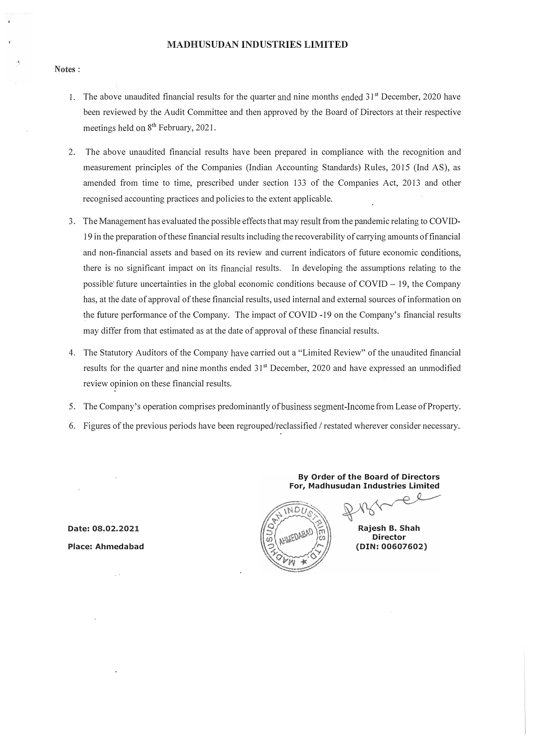# MADHUSUDAN INDUSTRIES LIMITED

**Notes :**

1. The above unaudited financial results for the quarter and nine months ended 31st December, 2020 have been reviewed by the Audit Committee and then approved by the Board of Directors at their respective meetings held on 8th February, 2021.

2. The above unaudited financial results have been prepared in compliance with the recognition and measurement principles of the Companies (Indian Accounting Standards) Rules, 2015 (Ind AS), as amended from time to time, prescribed under section 133 of the Companies Act, 2013 and other recognised accounting practices and policies to the extent applicable.

3. The Management has evaluated the possible effects that may result from the pandemic relating to COVID-19 in the preparation of these financial results including the recoverability of carrying amounts of financial and non-financial assets and based on its review and current indicators of future economic conditions, there is no significant impact on its financial results. In developing the assumptions relating to the possible future uncertainties in the global economic conditions because of COVID – 19, the Company has, at the date of approval of these financial results, used internal and external sources of information on the future performance of the Company. The impact of COVID -19 on the Company's financial results may differ from that estimated as at the date of approval of these financial results.

4. The Statutory Auditors of the Company have carried out a "Limited Review" of the unaudited financial results for the quarter and nine months ended 31st December, 2020 and have expressed an unmodified review opinion on these financial results.

5. The Company's operation comprises predominantly of business segment-Income from Lease of Property.

6. Figures of the previous periods have been regrouped/reclassified / restated wherever consider necessary.

**By Order of the Board of Directors**
**For, Madhusudan Industries Limited**

**Rajesh B. Shah**
**Director**
**(DIN: 00607602)**

**Date: 08.02.2021**
**Place: Ahmedabad**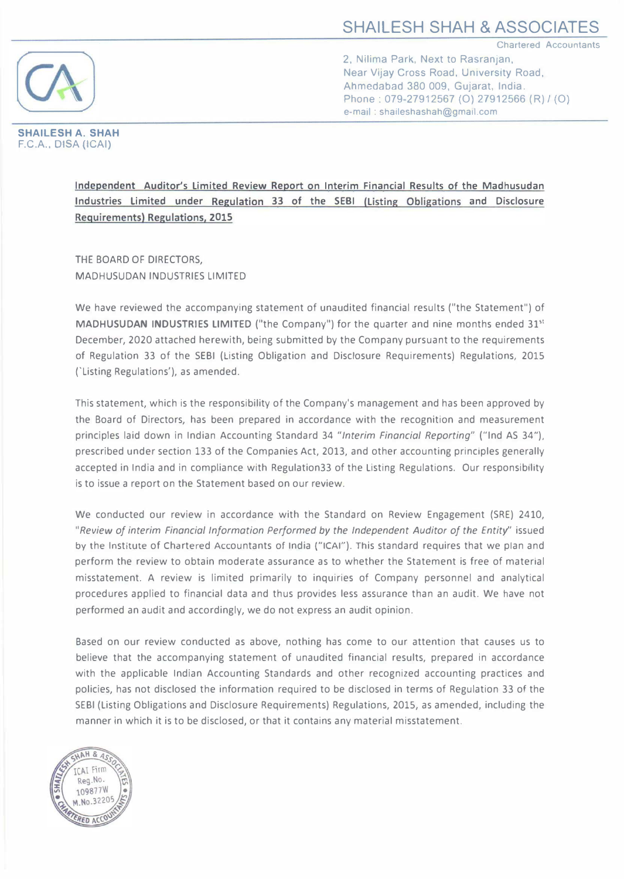# SHAILESH SHAH & ASSOCIATES

Chartered Accountants

2, Nilima Park, Next to Rasranjan,
Near Vijay Cross Road, University Road,
Ahmedabad 380 009, Gujarat, India.
Phone : 079-27912567 (O) 27912566 (R) / (O)
e-mail : shaileshashah@gmail.com

**SHAILESH A. SHAH**
F.C.A., DISA (ICAI)

**Independent Auditor's Limited Review Report on Interim Financial Results of the Madhusudan Industries Limited under Regulation 33 of the SEBI (Listing Obligations and Disclosure Requirements) Regulations, 2015**

THE BOARD OF DIRECTORS,
MADHUSUDAN INDUSTRIES LIMITED

We have reviewed the accompanying statement of unaudited financial results ("the Statement") of **MADHUSUDAN INDUSTRIES LIMITED** ("the Company") for the quarter and nine months ended 31st December, 2020 attached herewith, being submitted by the Company pursuant to the requirements of Regulation 33 of the SEBI (Listing Obligation and Disclosure Requirements) Regulations, 2015 ('Listing Regulations'), as amended.

This statement, which is the responsibility of the Company's management and has been approved by the Board of Directors, has been prepared in accordance with the recognition and measurement principles laid down in Indian Accounting Standard 34 "*Interim Financial Reporting*" ("Ind AS 34"), prescribed under section 133 of the Companies Act, 2013, and other accounting principles generally accepted in India and in compliance with Regulation33 of the Listing Regulations. Our responsibility is to issue a report on the Statement based on our review.

We conducted our review in accordance with the Standard on Review Engagement (SRE) 2410, "*Review of interim Financial Information Performed by the Independent Auditor of the Entity*" issued by the Institute of Chartered Accountants of India ("ICAI"). This standard requires that we plan and perform the review to obtain moderate assurance as to whether the Statement is free of material misstatement. A review is limited primarily to inquiries of Company personnel and analytical procedures applied to financial data and thus provides less assurance than an audit. We have not performed an audit and accordingly, we do not express an audit opinion.

Based on our review conducted as above, nothing has come to our attention that causes us to believe that the accompanying statement of unaudited financial results, prepared in accordance with the applicable Indian Accounting Standards and other recognized accounting practices and policies, has not disclosed the information required to be disclosed in terms of Regulation 33 of the SEBI (Listing Obligations and Disclosure Requirements) Regulations, 2015, as amended, including the manner in which it is to be disclosed, or that it contains any material misstatement.

SHAILESH SHAH & ASSOCIATES CHARTERED ACCOUNTANTS
ICAI Firm Reg.No. 109877W
M.No.32205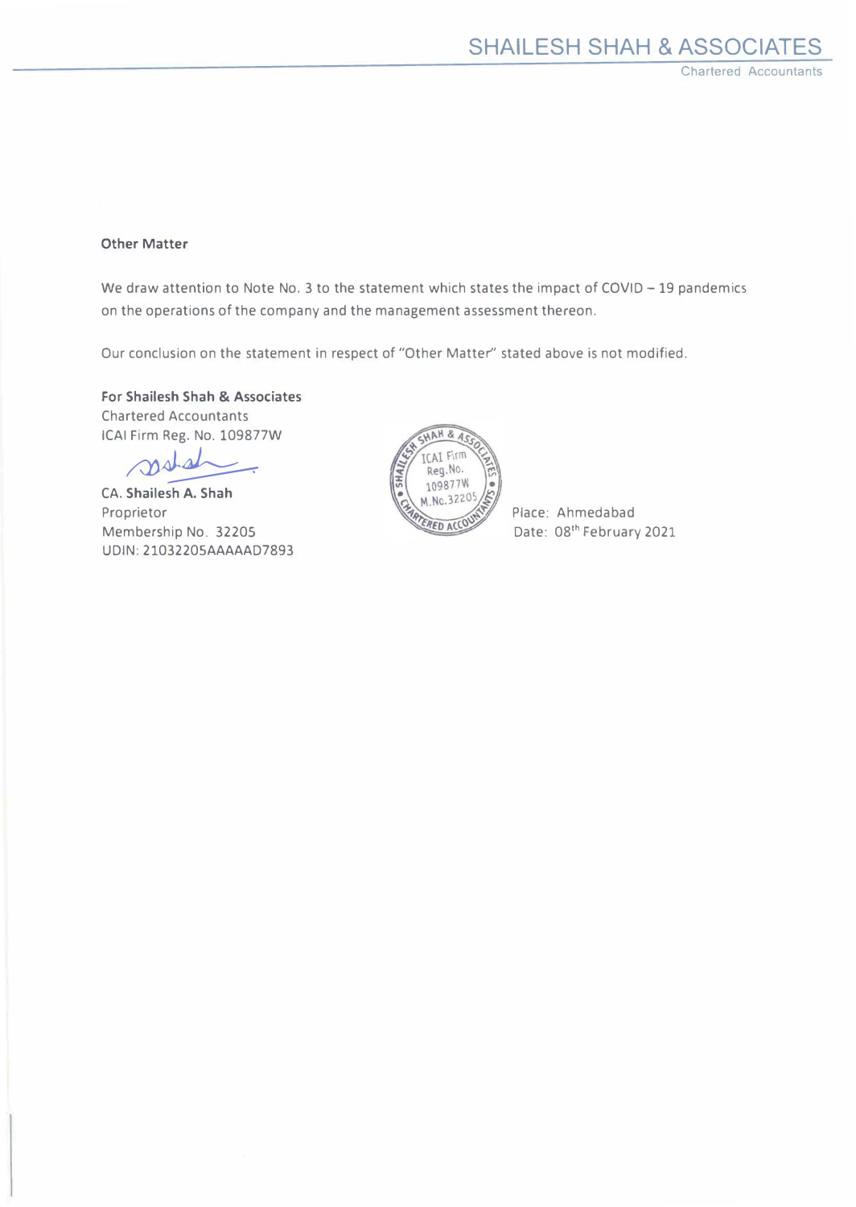**Other Matter**

We draw attention to Note No. 3 to the statement which states the impact of COVID – 19 pandemics on the operations of the company and the management assessment thereon.

Our conclusion on the statement in respect of "Other Matter" stated above is not modified.

**For Shailesh Shah & Associates**
Chartered Accountants
ICAI Firm Reg. No. 109877W

**CA. Shailesh A. Shah**
Proprietor
Membership No. 32205
UDIN: 21032205AAAAAD7893

Place: Ahmedabad
Date: 08th February 2021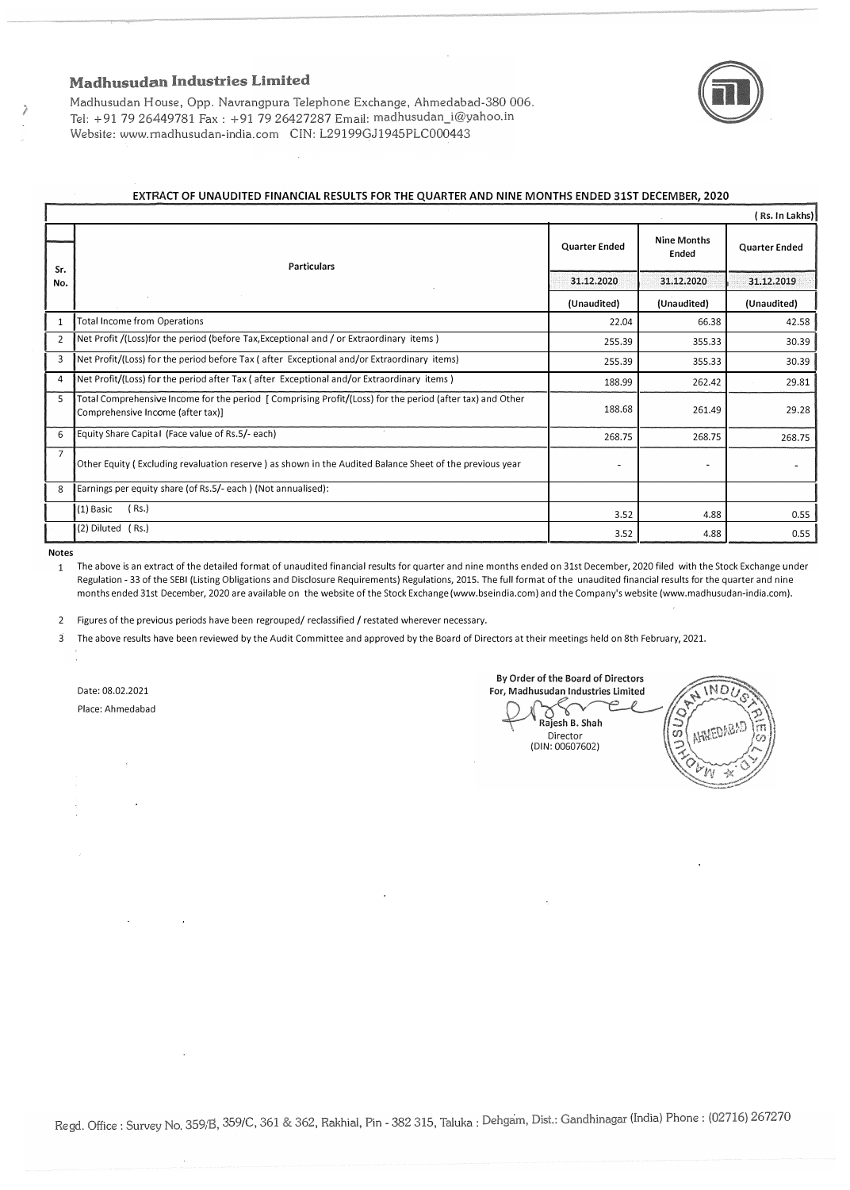## Madhusudan Industries Limited

Madhusudan House, Opp. Navrangpura Telephone Exchange, Ahmedabad-380 006.
Tel: +91 79 26449781 Fax : +91 79 26427287 Email: madhusudan_i@yahoo.in
Website: www.madhusudan-india.com CIN: L29199GJ1945PLC000443

### EXTRACT OF UNAUDITED FINANCIAL RESULTS FOR THE QUARTER AND NINE MONTHS ENDED 31ST DECEMBER, 2020

( Rs. In Lakhs)

| Sr. No. | Particulars | Quarter Ended | Nine Months Ended | Quarter Ended |
|---|---|---|---|---|
| | | 31.12.2020 | 31.12.2020 | 31.12.2019 |
| | | (Unaudited) | (Unaudited) | (Unaudited) |
| 1 | Total Income from Operations | 22.04 | 66.38 | 42.58 |
| 2 | Net Profit /(Loss)for the period (before Tax,Exceptional and / or Extraordinary items ) | 255.39 | 355.33 | 30.39 |
| 3 | Net Profit/(Loss) for the period before Tax ( after Exceptional and/or Extraordinary items) | 255.39 | 355.33 | 30.39 |
| 4 | Net Profit/(Loss) for the period after Tax ( after Exceptional and/or Extraordinary items ) | 188.99 | 262.42 | 29.81 |
| 5 | Total Comprehensive Income for the period [ Comprising Profit/(Loss) for the period (after tax) and Other Comprehensive Income (after tax)] | 188.68 | 261.49 | 29.28 |
| 6 | Equity Share Capital (Face value of Rs.5/- each) | 268.75 | 268.75 | 268.75 |
| 7 | Other Equity ( Excluding revaluation reserve ) as shown in the Audited Balance Sheet of the previous year | - | - | - |
| 8 | Earnings per equity share (of Rs.5/- each ) (Not annualised): | | | |
| | (1) Basic ( Rs.) | 3.52 | 4.88 | 0.55 |
| | (2) Diluted ( Rs.) | 3.52 | 4.88 | 0.55 |

**Notes**

1. The above is an extract of the detailed format of unaudited financial results for quarter and nine months ended on 31st December, 2020 filed with the Stock Exchange under Regulation - 33 of the SEBI (Listing Obligations and Disclosure Requirements) Regulations, 2015. The full format of the unaudited financial results for the quarter and nine months ended 31st December, 2020 are available on the website of the Stock Exchange (www.bseindia.com) and the Company's website (www.madhusudan-india.com).
2. Figures of the previous periods have been regrouped/ reclassified / restated wherever necessary.
3. The above results have been reviewed by the Audit Committee and approved by the Board of Directors at their meetings held on 8th February, 2021.

Date: 08.02.2021
Place: Ahmedabad

By Order of the Board of Directors
For, Madhusudan Industries Limited

Rajesh B. Shah
Director
(DIN: 00607602)

Regd. Office : Survey No. 359/B, 359/C, 361 & 362, Rakhial, Pin - 382 315, Taluka : Dehgam, Dist.: Gandhinagar (India) Phone : (02716) 267270